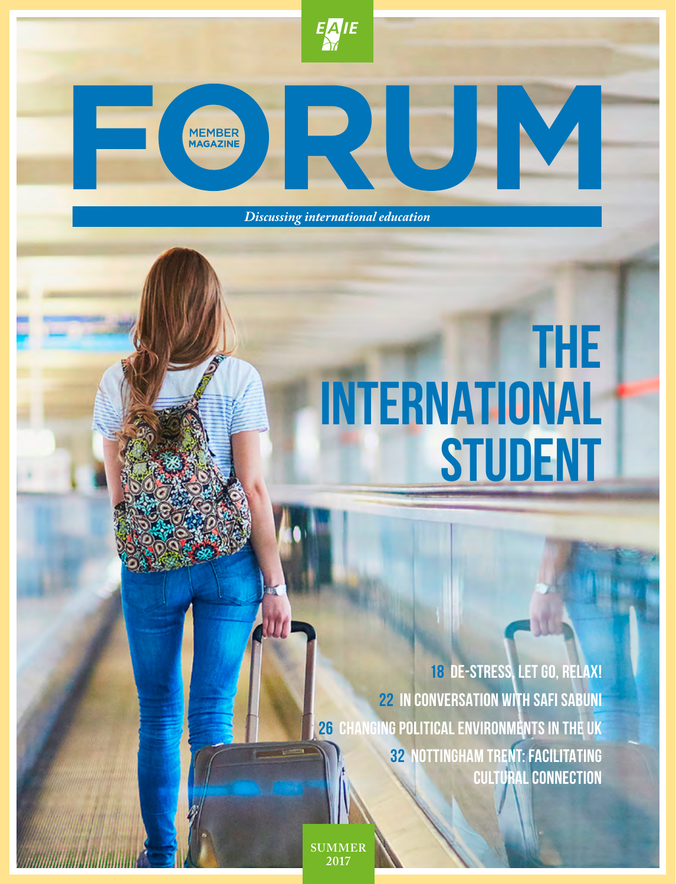EAIE

# FORUM

MEMBER MAGAZINE

*Discussing international education*

## THE INTERNATIONAL STUDENT

**18** DE-STRESS, LET GO, RELAX!

**22** IN CONVERSATION WITH SAFI SABUNI

**26** CHANGING POLITICAL ENVIRONMENTS IN THE UK

**32** NOTTINGHAM TRENT: FACILITATING CULTURAL CONNECTION

SUMMER 2017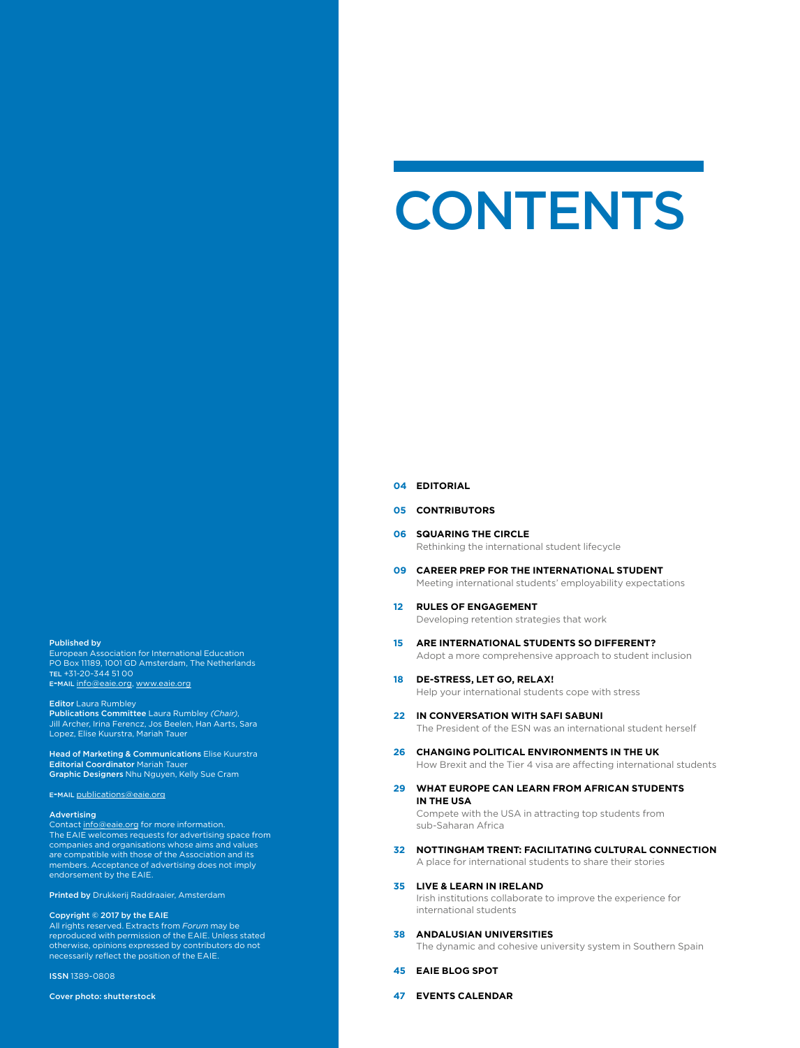# CONTENTS

**04 EDITORIAL**

**05 CONTRIBUTORS**

**06 SQUARING THE CIRCLE**
Rethinking the international student lifecycle

**09 CAREER PREP FOR THE INTERNATIONAL STUDENT**
Meeting international students' employability expectations

**12 RULES OF ENGAGEMENT**
Developing retention strategies that work

**15 ARE INTERNATIONAL STUDENTS SO DIFFERENT?**
Adopt a more comprehensive approach to student inclusion

**18 DE-STRESS, LET GO, RELAX!**
Help your international students cope with stress

**22 IN CONVERSATION WITH SAFI SABUNI**
The President of the ESN was an international student herself

**26 CHANGING POLITICAL ENVIRONMENTS IN THE UK**
How Brexit and the Tier 4 visa are affecting international students

**29 WHAT EUROPE CAN LEARN FROM AFRICAN STUDENTS IN THE USA**
Compete with the USA in attracting top students from sub-Saharan Africa

**32 NOTTINGHAM TRENT: FACILITATING CULTURAL CONNECTION**
A place for international students to share their stories

**35 LIVE & LEARN IN IRELAND**
Irish institutions collaborate to improve the experience for international students

**38 ANDALUSIAN UNIVERSITIES**
The dynamic and cohesive university system in Southern Spain

**45 EAIE BLOG SPOT**

**47 EVENTS CALENDAR**

**Published by**
European Association for International Education
PO Box 11189, 1001 GD Amsterdam, The Netherlands
TEL +31-20-344 51 00
E-MAIL info@eaie.org, www.eaie.org

**Editor** Laura Rumbley
**Publications Committee** Laura Rumbley *(Chair)*, Jill Archer, Irina Ferencz, Jos Beelen, Han Aarts, Sara Lopez, Elise Kuurstra, Mariah Tauer

**Head of Marketing & Communications** Elise Kuurstra
**Editorial Coordinator** Mariah Tauer
**Graphic Designers** Nhu Nguyen, Kelly Sue Cram

E-MAIL publications@eaie.org

**Advertising**
Contact info@eaie.org for more information.
The EAIE welcomes requests for advertising space from companies and organisations whose aims and values are compatible with those of the Association and its members. Acceptance of advertising does not imply endorsement by the EAIE.

**Printed by** Drukkerij Raddraaier, Amsterdam

**Copyright © 2017 by the EAIE**
All rights reserved. Extracts from *Forum* may be reproduced with permission of the EAIE. Unless stated otherwise, opinions expressed by contributors do not necessarily reflect the position of the EAIE.

**ISSN** 1389-0808

**Cover photo: shutterstock**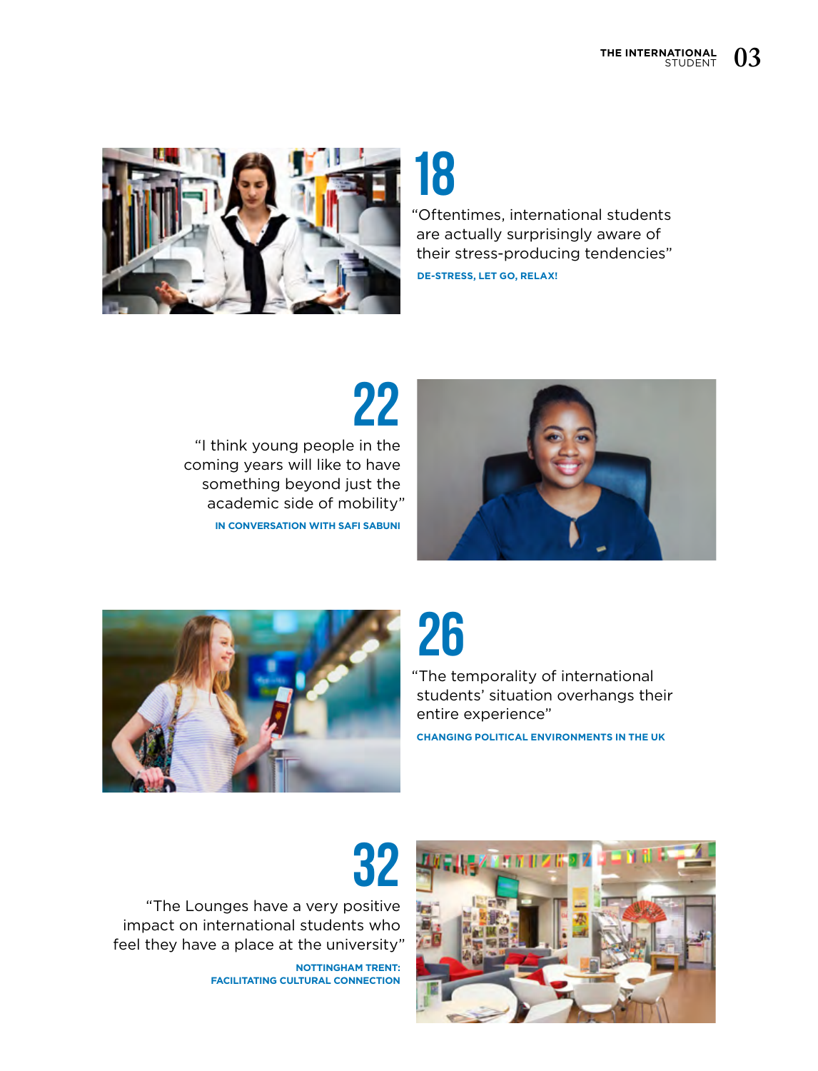## 18

"Oftentimes, international students are actually surprisingly aware of their stress-producing tendencies"

**DE-STRESS, LET GO, RELAX!**

## 22

"I think young people in the coming years will like to have something beyond just the academic side of mobility"

**IN CONVERSATION WITH SAFI SABUNI**

## 26

"The temporality of international students' situation overhangs their entire experience"

**CHANGING POLITICAL ENVIRONMENTS IN THE UK**

## 32

"The Lounges have a very positive impact on international students who feel they have a place at the university"

**NOTTINGHAM TRENT: FACILITATING CULTURAL CONNECTION**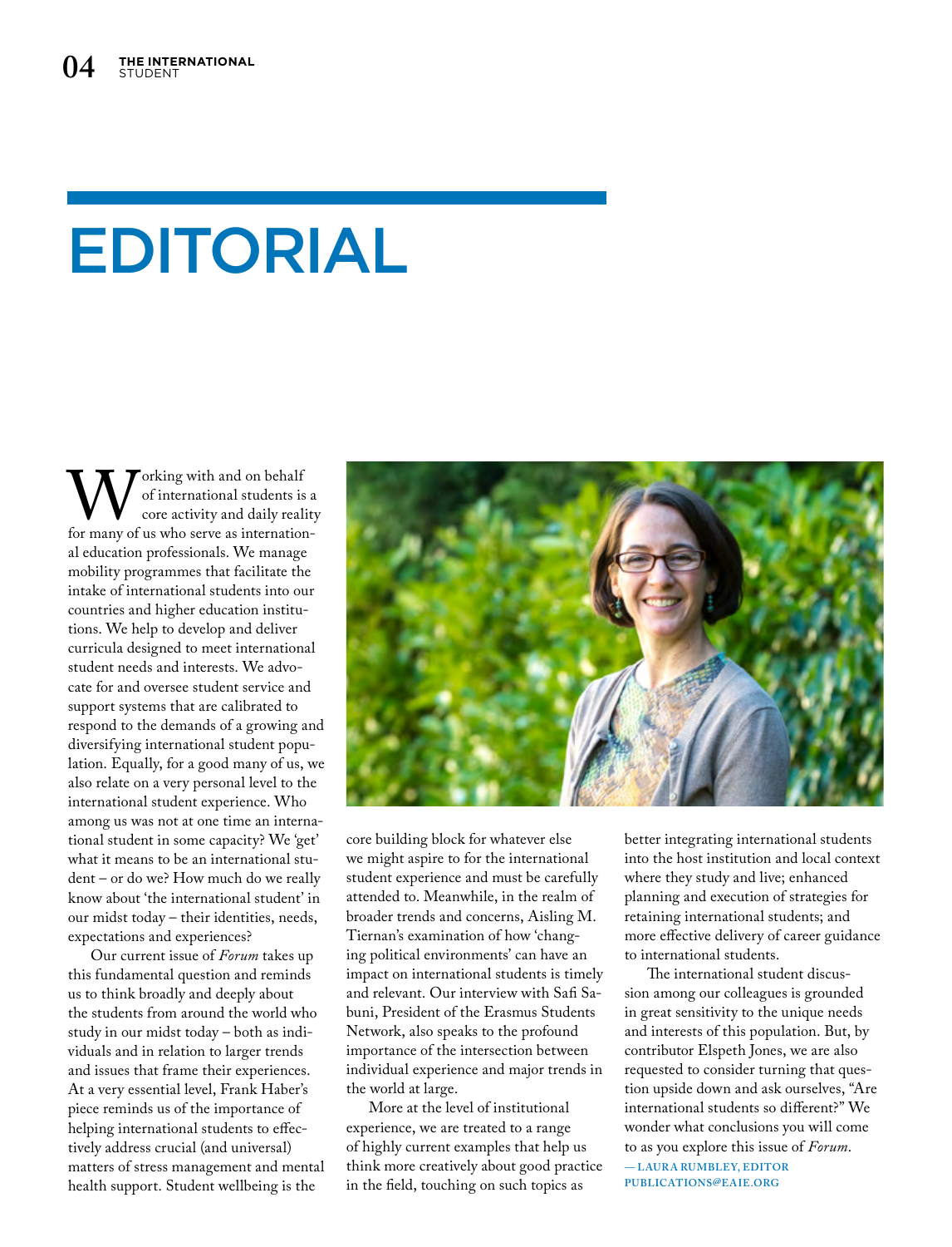# EDITORIAL

Working with and on behalf of international students is a core activity and daily reality for many of us who serve as international education professionals. We manage mobility programmes that facilitate the intake of international students into our countries and higher education institutions. We help to develop and deliver curricula designed to meet international student needs and interests. We advocate for and oversee student service and support systems that are calibrated to respond to the demands of a growing and diversifying international student population. Equally, for a good many of us, we also relate on a very personal level to the international student experience. Who among us was not at one time an international student in some capacity? We 'get' what it means to be an international student – or do we? How much do we really know about 'the international student' in our midst today – their identities, needs, expectations and experiences?

Our current issue of *Forum* takes up this fundamental question and reminds us to think broadly and deeply about the students from around the world who study in our midst today – both as individuals and in relation to larger trends and issues that frame their experiences. At a very essential level, Frank Haber's piece reminds us of the importance of helping international students to effectively address crucial (and universal) matters of stress management and mental health support. Student wellbeing is the core building block for whatever else we might aspire to for the international student experience and must be carefully attended to. Meanwhile, in the realm of broader trends and concerns, Aisling M. Tiernan's examination of how 'changing political environments' can have an impact on international students is timely and relevant. Our interview with Safi Sabuni, President of the Erasmus Students Network, also speaks to the profound importance of the intersection between individual experience and major trends in the world at large.

More at the level of institutional experience, we are treated to a range of highly current examples that help us think more creatively about good practice in the field, touching on such topics as better integrating international students into the host institution and local context where they study and live; enhanced planning and execution of strategies for retaining international students; and more effective delivery of career guidance to international students.

The international student discussion among our colleagues is grounded in great sensitivity to the unique needs and interests of this population. But, by contributor Elspeth Jones, we are also requested to consider turning that question upside down and ask ourselves, "Are international students so different?" We wonder what conclusions you will come to as you explore this issue of *Forum*.

— LAURA RUMBLEY, EDITOR
PUBLICATIONS@EAIE.ORG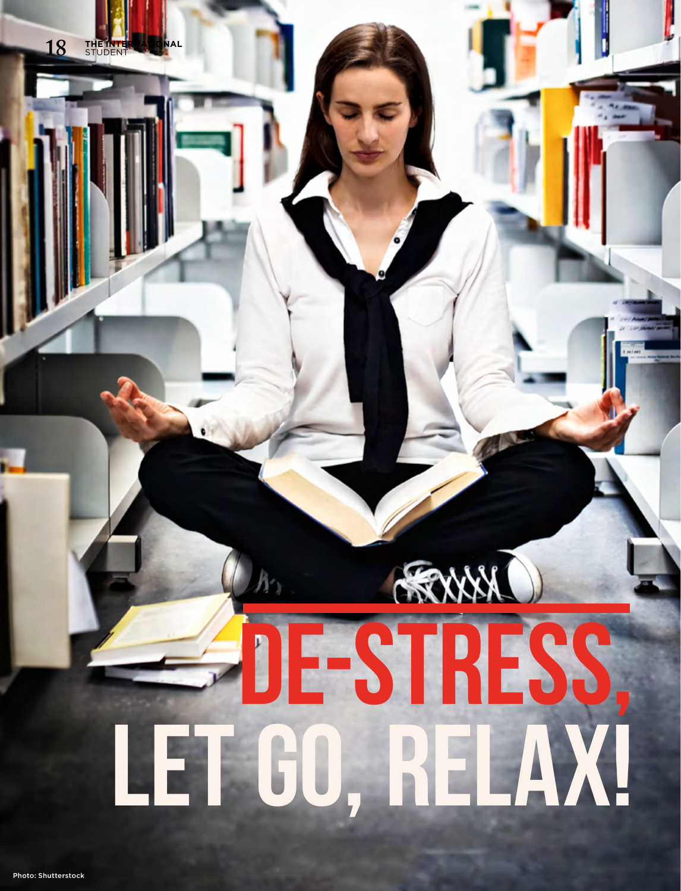# DE-STRESS, LET GO, RELAX!

Photo: Shutterstock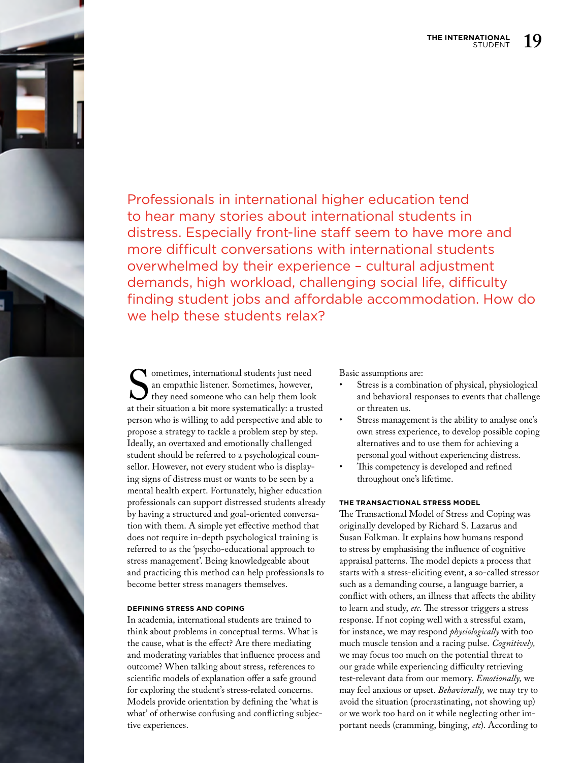Professionals in international higher education tend to hear many stories about international students in distress. Especially front-line staff seem to have more and more difficult conversations with international students overwhelmed by their experience – cultural adjustment demands, high workload, challenging social life, difficulty finding student jobs and affordable accommodation. How do we help these students relax?

Sometimes, international students just need an empathic listener. Sometimes, however, they need someone who can help them look at their situation a bit more systematically: a trusted person who is willing to add perspective and able to propose a strategy to tackle a problem step by step. Ideally, an overtaxed and emotionally challenged student should be referred to a psychological counsellor. However, not every student who is displaying signs of distress must or wants to be seen by a mental health expert. Fortunately, higher education professionals can support distressed students already by having a structured and goal-oriented conversation with them. A simple yet effective method that does not require in-depth psychological training is referred to as the 'psycho-educational approach to stress management'. Being knowledgeable about and practicing this method can help professionals to become better stress managers themselves.

### DEFINING STRESS AND COPING

In academia, international students are trained to think about problems in conceptual terms. What is the cause, what is the effect? Are there mediating and moderating variables that influence process and outcome? When talking about stress, references to scientific models of explanation offer a safe ground for exploring the student's stress-related concerns. Models provide orientation by defining the 'what is what' of otherwise confusing and conflicting subjective experiences.

Basic assumptions are:

- Stress is a combination of physical, physiological and behavioral responses to events that challenge or threaten us.
- Stress management is the ability to analyse one's own stress experience, to develop possible coping alternatives and to use them for achieving a personal goal without experiencing distress.
- This competency is developed and refined throughout one's lifetime.

### THE TRANSACTIONAL STRESS MODEL

The Transactional Model of Stress and Coping was originally developed by Richard S. Lazarus and Susan Folkman. It explains how humans respond to stress by emphasising the influence of cognitive appraisal patterns. The model depicts a process that starts with a stress-eliciting event, a so-called stressor such as a demanding course, a language barrier, a conflict with others, an illness that affects the ability to learn and study, *etc*. The stressor triggers a stress response. If not coping well with a stressful exam, for instance, we may respond *physiologically* with too much muscle tension and a racing pulse. *Cognitively,* we may focus too much on the potential threat to our grade while experiencing difficulty retrieving test-relevant data from our memory. *Emotionally,* we may feel anxious or upset. *Behaviorally,* we may try to avoid the situation (procrastinating, not showing up) or we work too hard on it while neglecting other important needs (cramming, binging, *etc*). According to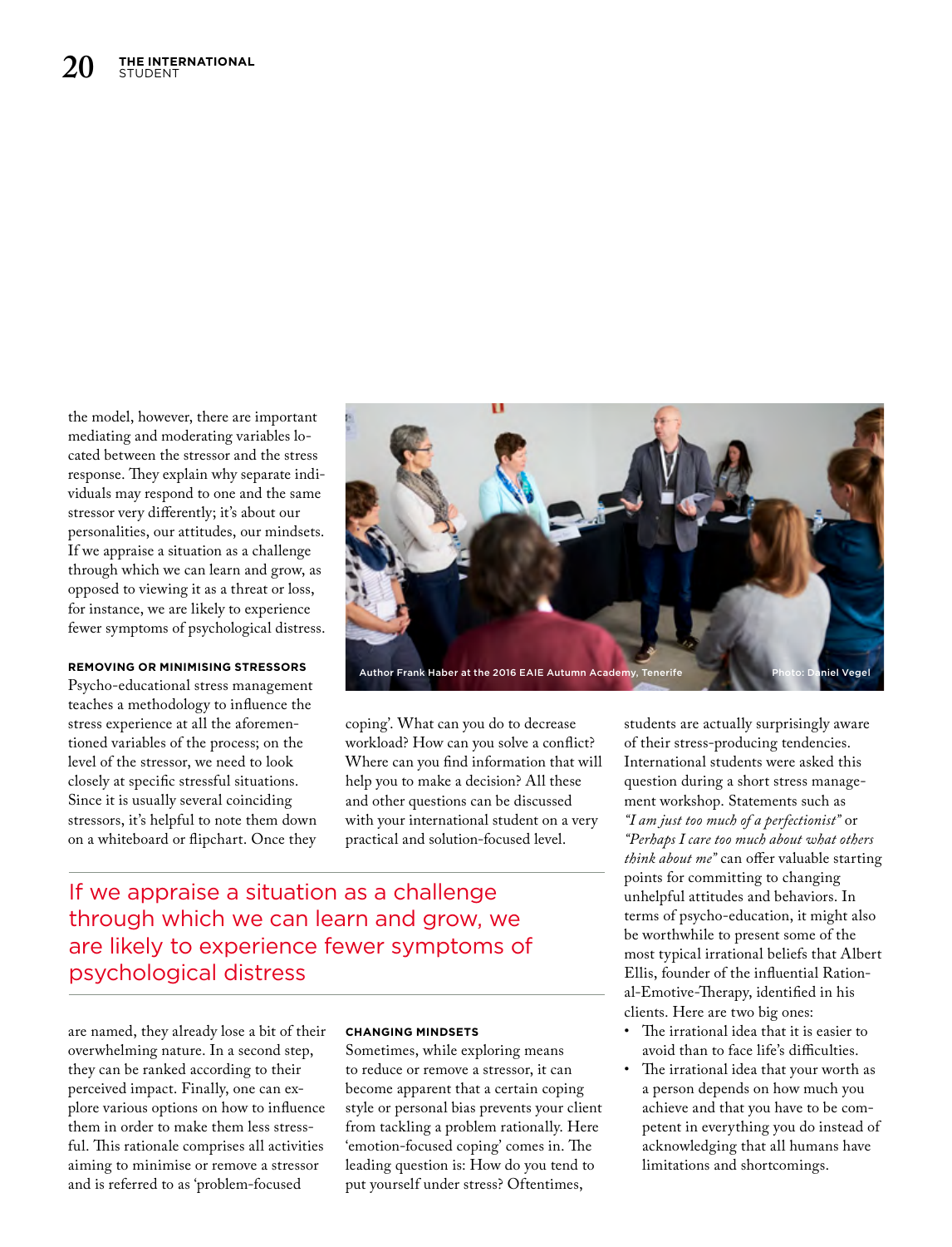the model, however, there are important mediating and moderating variables located between the stressor and the stress response. They explain why separate individuals may respond to one and the same stressor very differently; it's about our personalities, our attitudes, our mindsets. If we appraise a situation as a challenge through which we can learn and grow, as opposed to viewing it as a threat or loss, for instance, we are likely to experience fewer symptoms of psychological distress.

Author Frank Haber at the 2016 EAIE Autumn Academy, Tenerife    Photo: Daniel Vegel

### REMOVING OR MINIMISING STRESSORS

Psycho-educational stress management teaches a methodology to influence the stress experience at all the aforementioned variables of the process; on the level of the stressor, we need to look closely at specific stressful situations. Since it is usually several coinciding stressors, it's helpful to note them down on a whiteboard or flipchart. Once they are named, they already lose a bit of their overwhelming nature. In a second step, they can be ranked according to their perceived impact. Finally, one can explore various options on how to influence them in order to make them less stressful. This rationale comprises all activities aiming to minimise or remove a stressor and is referred to as 'problem-focused coping'. What can you do to decrease workload? How can you solve a conflict? Where can you find information that will help you to make a decision? All these and other questions can be discussed with your international student on a very practical and solution-focused level.

> If we appraise a situation as a challenge through which we can learn and grow, we are likely to experience fewer symptoms of psychological distress

### CHANGING MINDSETS

Sometimes, while exploring means to reduce or remove a stressor, it can become apparent that a certain coping style or personal bias prevents your client from tackling a problem rationally. Here 'emotion-focused coping' comes in. The leading question is: How do you tend to put yourself under stress? Oftentimes, students are actually surprisingly aware of their stress-producing tendencies. International students were asked this question during a short stress management workshop. Statements such as *"I am just too much of a perfectionist"* or *"Perhaps I care too much about what others think about me"* can offer valuable starting points for committing to changing unhelpful attitudes and behaviors. In terms of psycho-education, it might also be worthwhile to present some of the most typical irrational beliefs that Albert Ellis, founder of the influential Rational-Emotive-Therapy, identified in his clients. Here are two big ones:

- The irrational idea that it is easier to avoid than to face life's difficulties.
- The irrational idea that your worth as a person depends on how much you achieve and that you have to be competent in everything you do instead of acknowledging that all humans have limitations and shortcomings.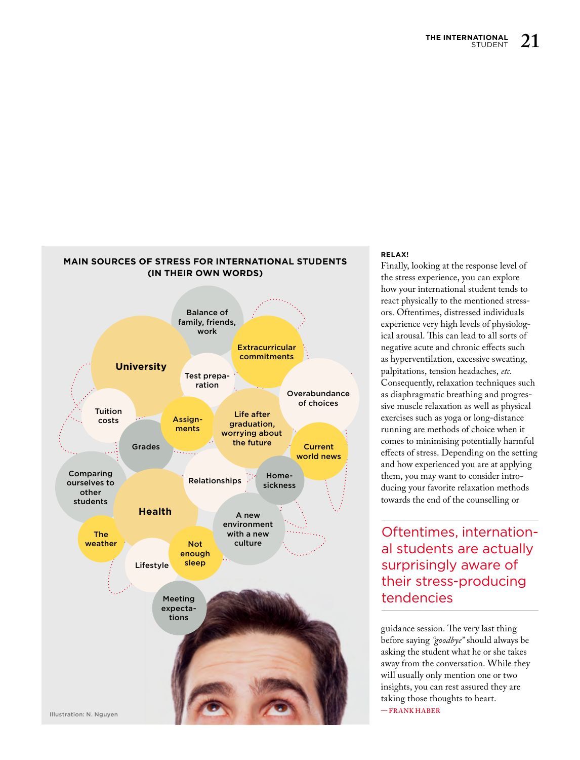## MAIN SOURCES OF STRESS FOR INTERNATIONAL STUDENTS (IN THEIR OWN WORDS)

Balance of family, friends, work

Extracurricular commitments

University

Test preparation

Overabundance of choices

Tuition costs

Assignments

Life after graduation, worrying about the future

Grades

Current world news

Comparing ourselves to other students

Relationships

Homesickness

Health

The weather

A new environment with a new culture

Not enough sleep

Lifestyle

Meeting expectations

Illustration: N. Nguyen

### RELAX!

Finally, looking at the response level of the stress experience, you can explore how your international student tends to react physically to the mentioned stressors. Oftentimes, distressed individuals experience very high levels of physiological arousal. This can lead to all sorts of negative acute and chronic effects such as hyperventilation, excessive sweating, palpitations, tension headaches, *etc.* Consequently, relaxation techniques such as diaphragmatic breathing and progressive muscle relaxation as well as physical exercises such as yoga or long-distance running are methods of choice when it comes to minimising potentially harmful effects of stress. Depending on the setting and how experienced you are at applying them, you may want to consider introducing your favorite relaxation methods towards the end of the counselling or guidance session. The very last thing before saying *"goodbye"* should always be asking the student what he or she takes away from the conversation. While they will usually only mention one or two insights, you can rest assured they are taking those thoughts to heart.

— FRANK HABER

> Oftentimes, international students are actually surprisingly aware of their stress-producing tendencies